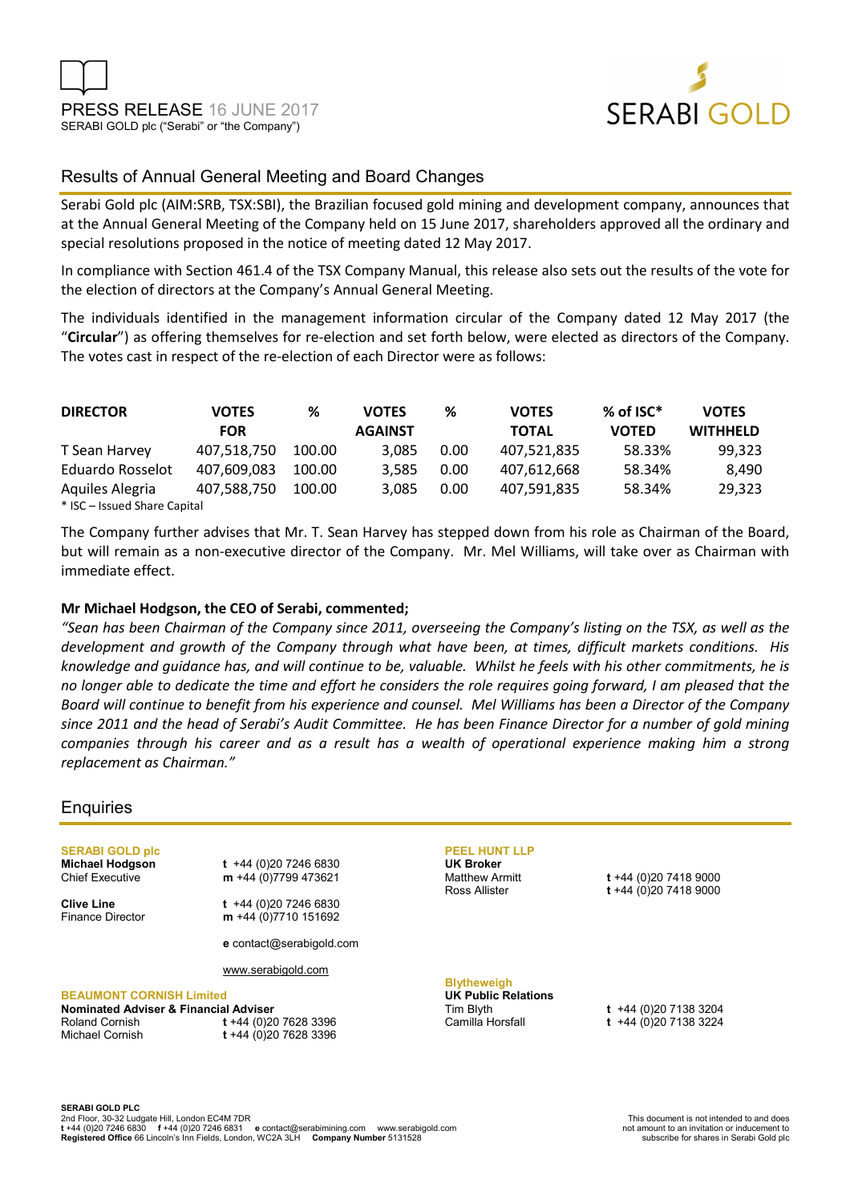PRESS RELEASE 16 JUNE 2017
SERABI GOLD plc ("Serabi" or "the Company")

SERABI GOLD

## Results of Annual General Meeting and Board Changes

Serabi Gold plc (AIM:SRB, TSX:SBI), the Brazilian focused gold mining and development company, announces that at the Annual General Meeting of the Company held on 15 June 2017, shareholders approved all the ordinary and special resolutions proposed in the notice of meeting dated 12 May 2017.

In compliance with Section 461.4 of the TSX Company Manual, this release also sets out the results of the vote for the election of directors at the Company's Annual General Meeting.

The individuals identified in the management information circular of the Company dated 12 May 2017 (the "**Circular**") as offering themselves for re-election and set forth below, were elected as directors of the Company. The votes cast in respect of the re-election of each Director were as follows:

| DIRECTOR | VOTES FOR | % | VOTES AGAINST | % | VOTES TOTAL | % of ISC* VOTED | VOTES WITHHELD |
|---|---|---|---|---|---|---|---|
| T Sean Harvey | 407,518,750 | 100.00 | 3,085 | 0.00 | 407,521,835 | 58.33% | 99,323 |
| Eduardo Rosselot | 407,609,083 | 100.00 | 3,585 | 0.00 | 407,612,668 | 58.34% | 8,490 |
| Aquiles Alegria | 407,588,750 | 100.00 | 3,085 | 0.00 | 407,591,835 | 58.34% | 29,323 |

\* ISC – Issued Share Capital

The Company further advises that Mr. T. Sean Harvey has stepped down from his role as Chairman of the Board, but will remain as a non-executive director of the Company. Mr. Mel Williams, will take over as Chairman with immediate effect.

**Mr Michael Hodgson, the CEO of Serabi, commented;**

*"Sean has been Chairman of the Company since 2011, overseeing the Company's listing on the TSX, as well as the development and growth of the Company through what have been, at times, difficult markets conditions. His knowledge and guidance has, and will continue to be, valuable. Whilst he feels with his other commitments, he is no longer able to dedicate the time and effort he considers the role requires going forward, I am pleased that the Board will continue to benefit from his experience and counsel. Mel Williams has been a Director of the Company since 2011 and the head of Serabi's Audit Committee. He has been Finance Director for a number of gold mining companies through his career and as a result has a wealth of operational experience making him a strong replacement as Chairman."*

## Enquiries

**SERABI GOLD plc**

**Michael Hodgson** — Chief Executive
t +44 (0)20 7246 6830
m +44 (0)7799 473621

**Clive Line** — Finance Director
t +44 (0)20 7246 6830
m +44 (0)7710 151692

e contact@serabigold.com

www.serabigold.com

**BEAUMONT CORNISH Limited**
**Nominated Adviser & Financial Adviser**
Roland Cornish t +44 (0)20 7628 3396
Michael Cornish t +44 (0)20 7628 3396

**PEEL HUNT LLP**
**UK Broker**
Matthew Armitt t +44 (0)20 7418 9000
Ross Allister t +44 (0)20 7418 9000

**Blytheweigh**
**UK Public Relations**
Tim Blyth t +44 (0)20 7138 3204
Camilla Horsfall t +44 (0)20 7138 3224

**SERABI GOLD PLC**
2nd Floor, 30-32 Ludgate Hill, London EC4M 7DR
t +44 (0)20 7246 6830 f +44 (0)20 7246 6831 e contact@serabimining.com www.serabigold.com
**Registered Office** 66 Lincoln's Inn Fields, London, WC2A 3LH **Company Number** 5131528

This document is not intended to and does not amount to an invitation or inducement to subscribe for shares in Serabi Gold plc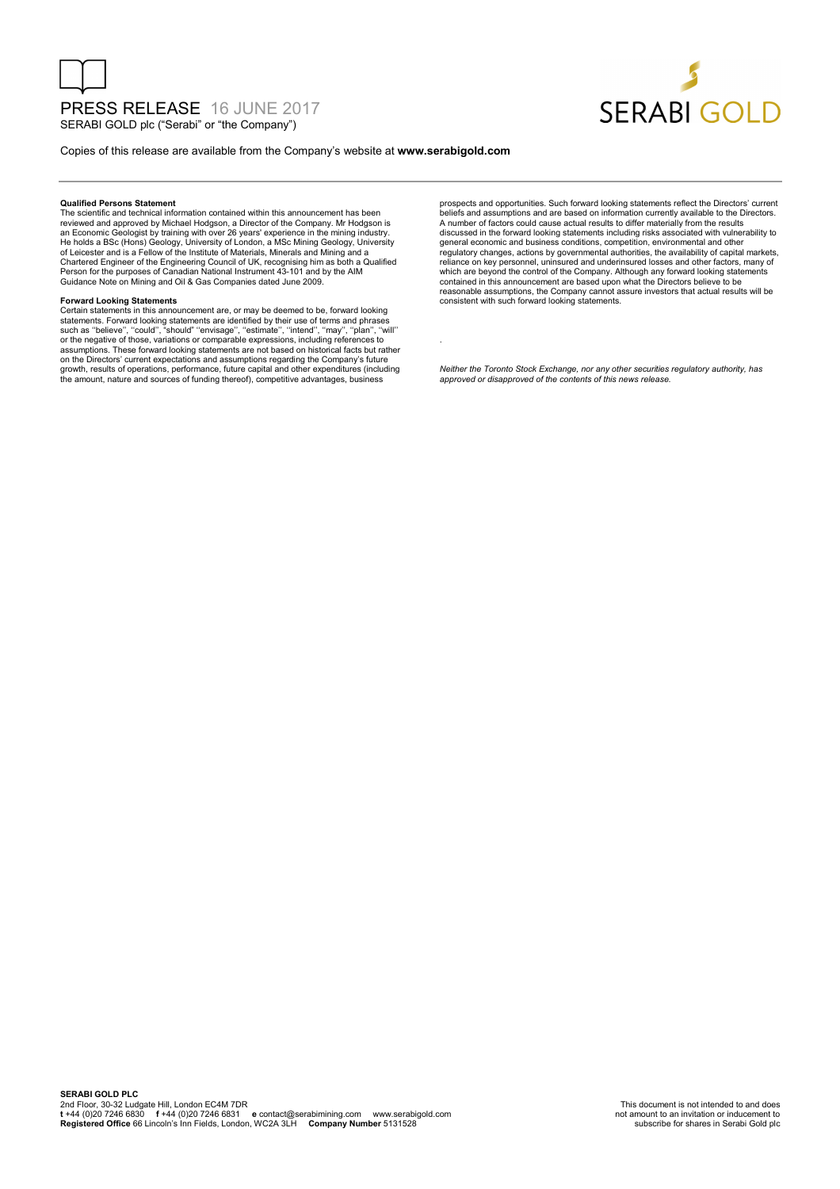**Qualified Persons Statement**
The scientific and technical information contained within this announcement has been reviewed and approved by Michael Hodgson, a Director of the Company. Mr Hodgson is an Economic Geologist by training with over 26 years' experience in the mining industry. He holds a BSc (Hons) Geology, University of London, a MSc Mining Geology, University of Leicester and is a Fellow of the Institute of Materials, Minerals and Mining and a Chartered Engineer of the Engineering Council of UK, recognising him as both a Qualified Person for the purposes of Canadian National Instrument 43-101 and by the AIM Guidance Note on Mining and Oil & Gas Companies dated June 2009.

**Forward Looking Statements**
Certain statements in this announcement are, or may be deemed to be, forward looking statements. Forward looking statements are identified by their use of terms and phrases such as ''believe'', ''could'', "should" ''envisage'', ''estimate'', ''intend'', ''may'', ''plan'', ''will'' or the negative of those, variations or comparable expressions, including references to assumptions. These forward looking statements are not based on historical facts but rather on the Directors' current expectations and assumptions regarding the Company's future growth, results of operations, performance, future capital and other expenditures (including the amount, nature and sources of funding thereof), competitive advantages, business prospects and opportunities. Such forward looking statements reflect the Directors' current beliefs and assumptions and are based on information currently available to the Directors. A number of factors could cause actual results to differ materially from the results discussed in the forward looking statements including risks associated with vulnerability to general economic and business conditions, competition, environmental and other regulatory changes, actions by governmental authorities, the availability of capital markets, reliance on key personnel, uninsured and underinsured losses and other factors, many of which are beyond the control of the Company. Although any forward looking statements contained in this announcement are based upon what the Directors believe to be reasonable assumptions, the Company cannot assure investors that actual results will be consistent with such forward looking statements.

*Neither the Toronto Stock Exchange, nor any other securities regulatory authority, has approved or disapproved of the contents of this news release.*